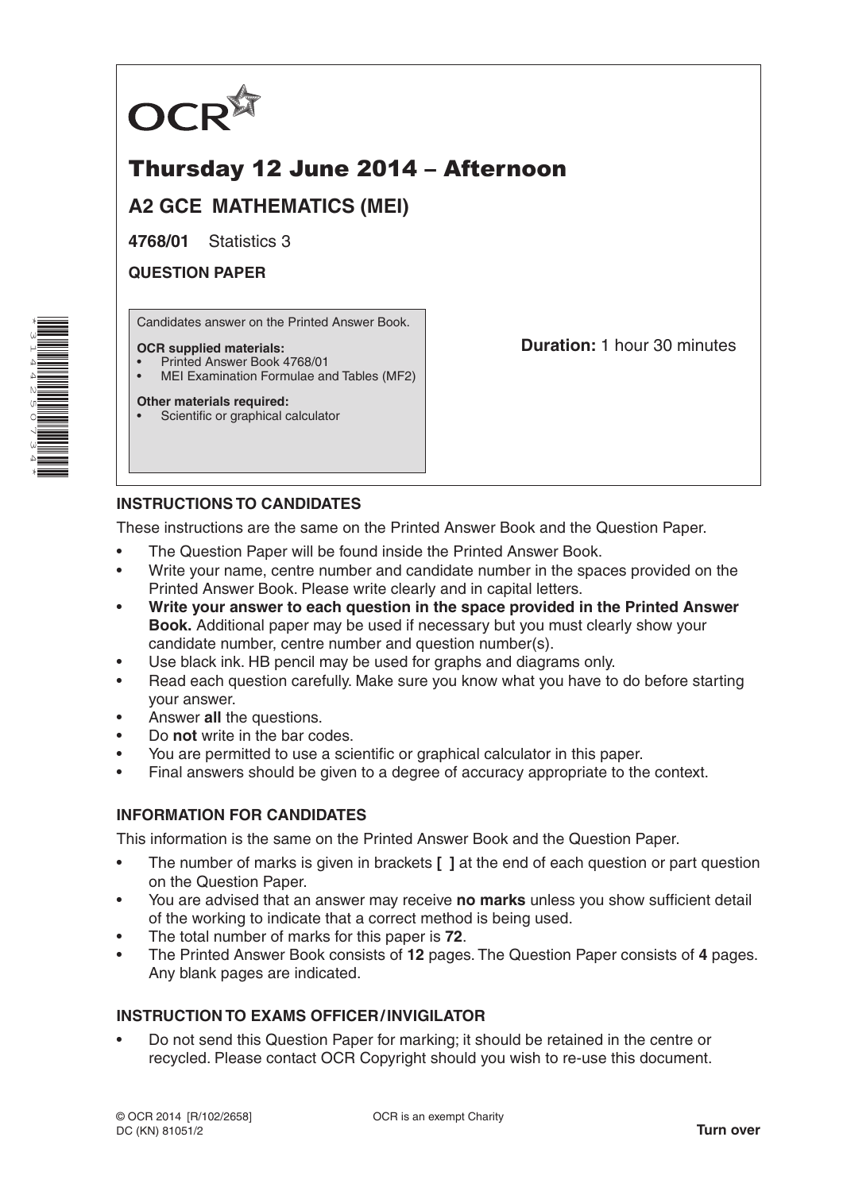OCR

# Thursday 12 June 2014 – Afternoon

## A2 GCE MATHEMATICS (MEI)

**4768/01** Statistics 3

**QUESTION PAPER**

Candidates answer on the Printed Answer Book.

**OCR supplied materials:**
- Printed Answer Book 4768/01
- MEI Examination Formulae and Tables (MF2)

**Other materials required:**
- Scientific or graphical calculator

**Duration:** 1 hour 30 minutes

### INSTRUCTIONS TO CANDIDATES

These instructions are the same on the Printed Answer Book and the Question Paper.

- The Question Paper will be found inside the Printed Answer Book.
- Write your name, centre number and candidate number in the spaces provided on the Printed Answer Book. Please write clearly and in capital letters.
- **Write your answer to each question in the space provided in the Printed Answer Book.** Additional paper may be used if necessary but you must clearly show your candidate number, centre number and question number(s).
- Use black ink. HB pencil may be used for graphs and diagrams only.
- Read each question carefully. Make sure you know what you have to do before starting your answer.
- Answer **all** the questions.
- Do **not** write in the bar codes.
- You are permitted to use a scientific or graphical calculator in this paper.
- Final answers should be given to a degree of accuracy appropriate to the context.

### INFORMATION FOR CANDIDATES

This information is the same on the Printed Answer Book and the Question Paper.

- The number of marks is given in brackets **[ ]** at the end of each question or part question on the Question Paper.
- You are advised that an answer may receive **no marks** unless you show sufficient detail of the working to indicate that a correct method is being used.
- The total number of marks for this paper is **72**.
- The Printed Answer Book consists of **12** pages. The Question Paper consists of **4** pages. Any blank pages are indicated.

### INSTRUCTION TO EXAMS OFFICER / INVIGILATOR

- Do not send this Question Paper for marking; it should be retained in the centre or recycled. Please contact OCR Copyright should you wish to re-use this document.

© OCR 2014 [R/102/2658]
DC (KN) 81051/2

OCR is an exempt Charity

**Turn over**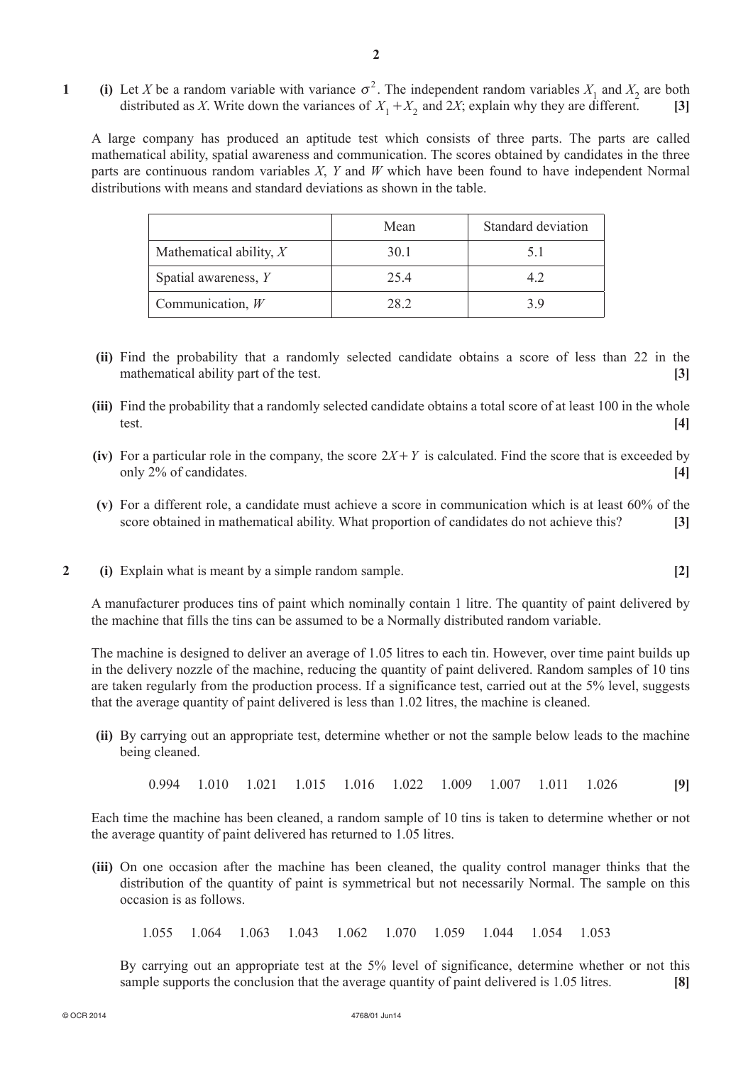**1** **(i)** Let $X$ be a random variable with variance $\sigma^2$. The independent random variables $X_1$ and $X_2$ are both distributed as $X$. Write down the variances of $X_1 + X_2$ and $2X$; explain why they are different. **[3]**

A large company has produced an aptitude test which consists of three parts. The parts are called mathematical ability, spatial awareness and communication. The scores obtained by candidates in the three parts are continuous random variables $X$, $Y$ and $W$ which have been found to have independent Normal distributions with means and standard deviations as shown in the table.

| | Mean | Standard deviation |
|---|---|---|
| Mathematical ability, $X$ | 30.1 | 5.1 |
| Spatial awareness, $Y$ | 25.4 | 4.2 |
| Communication, $W$ | 28.2 | 3.9 |

**(ii)** Find the probability that a randomly selected candidate obtains a score of less than 22 in the mathematical ability part of the test. **[3]**

**(iii)** Find the probability that a randomly selected candidate obtains a total score of at least 100 in the whole test. **[4]**

**(iv)** For a particular role in the company, the score $2X + Y$ is calculated. Find the score that is exceeded by only 2% of candidates. **[4]**

**(v)** For a different role, a candidate must achieve a score in communication which is at least 60% of the score obtained in mathematical ability. What proportion of candidates do not achieve this? **[3]**

**2** **(i)** Explain what is meant by a simple random sample. **[2]**

A manufacturer produces tins of paint which nominally contain 1 litre. The quantity of paint delivered by the machine that fills the tins can be assumed to be a Normally distributed random variable.

The machine is designed to deliver an average of 1.05 litres to each tin. However, over time paint builds up in the delivery nozzle of the machine, reducing the quantity of paint delivered. Random samples of 10 tins are taken regularly from the production process. If a significance test, carried out at the 5% level, suggests that the average quantity of paint delivered is less than 1.02 litres, the machine is cleaned.

**(ii)** By carrying out an appropriate test, determine whether or not the sample below leads to the machine being cleaned.

0.994 1.010 1.021 1.015 1.016 1.022 1.009 1.007 1.011 1.026 **[9]**

Each time the machine has been cleaned, a random sample of 10 tins is taken to determine whether or not the average quantity of paint delivered has returned to 1.05 litres.

**(iii)** On one occasion after the machine has been cleaned, the quality control manager thinks that the distribution of the quantity of paint is symmetrical but not necessarily Normal. The sample on this occasion is as follows.

1.055 1.064 1.063 1.043 1.062 1.070 1.059 1.044 1.054 1.053

By carrying out an appropriate test at the 5% level of significance, determine whether or not this sample supports the conclusion that the average quantity of paint delivered is 1.05 litres. **[8]**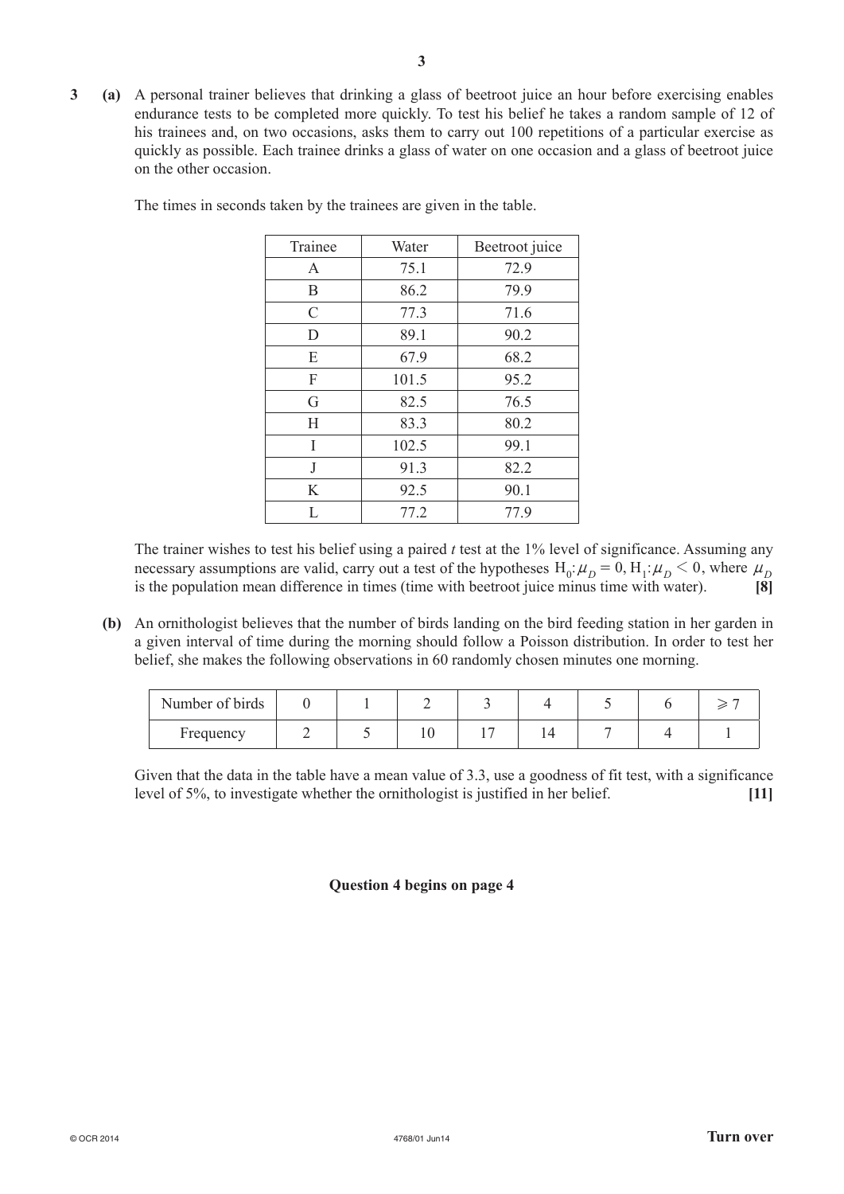**3 (a)** A personal trainer believes that drinking a glass of beetroot juice an hour before exercising enables endurance tests to be completed more quickly. To test his belief he takes a random sample of 12 of his trainees and, on two occasions, asks them to carry out 100 repetitions of a particular exercise as quickly as possible. Each trainee drinks a glass of water on one occasion and a glass of beetroot juice on the other occasion.

The times in seconds taken by the trainees are given in the table.

| Trainee | Water | Beetroot juice |
|---|---|---|
| A | 75.1 | 72.9 |
| B | 86.2 | 79.9 |
| C | 77.3 | 71.6 |
| D | 89.1 | 90.2 |
| E | 67.9 | 68.2 |
| F | 101.5 | 95.2 |
| G | 82.5 | 76.5 |
| H | 83.3 | 80.2 |
| I | 102.5 | 99.1 |
| J | 91.3 | 82.2 |
| K | 92.5 | 90.1 |
| L | 77.2 | 77.9 |

The trainer wishes to test his belief using a paired *t* test at the 1% level of significance. Assuming any necessary assumptions are valid, carry out a test of the hypotheses $\text{H}_0: \mu_D = 0$, $\text{H}_1: \mu_D < 0$, where $\mu_D$ is the population mean difference in times (time with beetroot juice minus time with water). **[8]**

**(b)** An ornithologist believes that the number of birds landing on the bird feeding station in her garden in a given interval of time during the morning should follow a Poisson distribution. In order to test her belief, she makes the following observations in 60 randomly chosen minutes one morning.

| Number of birds | 0 | 1 | 2 | 3 | 4 | 5 | 6 | $\geqslant 7$ |
|---|---|---|---|---|---|---|---|---|
| Frequency | 2 | 5 | 10 | 17 | 14 | 7 | 4 | 1 |

Given that the data in the table have a mean value of 3.3, use a goodness of fit test, with a significance level of 5%, to investigate whether the ornithologist is justified in her belief. **[11]**

**Question 4 begins on page 4**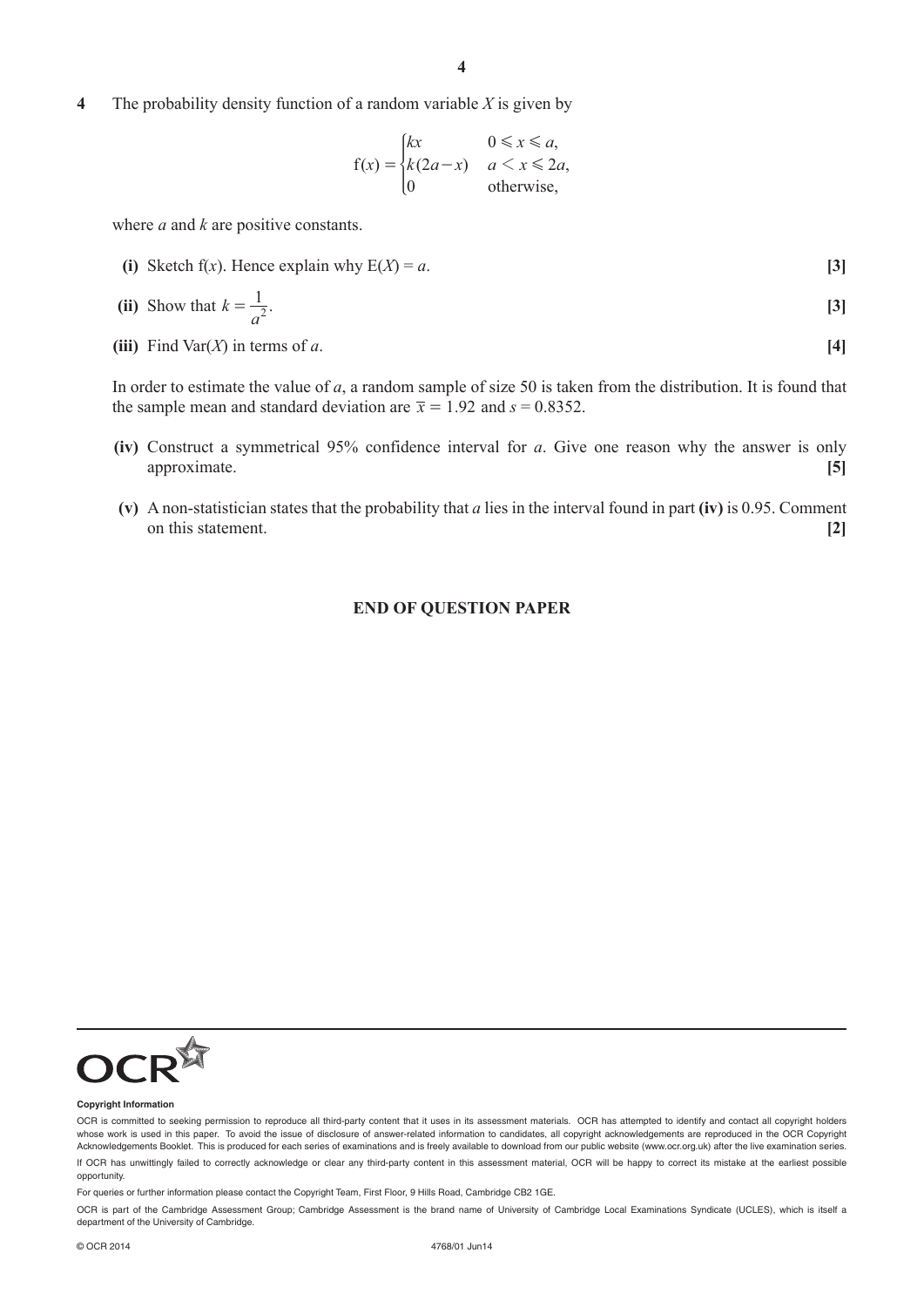**4** The probability density function of a random variable $X$ is given by

$$\mathrm{f}(x) = \begin{cases} kx & 0 \leqslant x \leqslant a, \\ k(2a - x) & a < x \leqslant 2a, \\ 0 & \text{otherwise,} \end{cases}$$

where $a$ and $k$ are positive constants.

**(i)** Sketch $\mathrm{f}(x)$. Hence explain why $\mathrm{E}(X) = a$. **[3]**

**(ii)** Show that $k = \dfrac{1}{a^2}$. **[3]**

**(iii)** Find $\mathrm{Var}(X)$ in terms of $a$. **[4]**

In order to estimate the value of $a$, a random sample of size 50 is taken from the distribution. It is found that the sample mean and standard deviation are $\bar{x} = 1.92$ and $s = 0.8352$.

**(iv)** Construct a symmetrical 95% confidence interval for $a$. Give one reason why the answer is only approximate. **[5]**

**(v)** A non-statistician states that the probability that $a$ lies in the interval found in part **(iv)** is 0.95. Comment on this statement. **[2]**

**END OF QUESTION PAPER**

**Copyright Information**

OCR is committed to seeking permission to reproduce all third-party content that it uses in its assessment materials. OCR has attempted to identify and contact all copyright holders whose work is used in this paper. To avoid the issue of disclosure of answer-related information to candidates, all copyright acknowledgements are reproduced in the OCR Copyright Acknowledgements Booklet. This is produced for each series of examinations and is freely available to download from our public website (www.ocr.org.uk) after the live examination series.

If OCR has unwittingly failed to correctly acknowledge or clear any third-party content in this assessment material, OCR will be happy to correct its mistake at the earliest possible opportunity.

For queries or further information please contact the Copyright Team, First Floor, 9 Hills Road, Cambridge CB2 1GE.

OCR is part of the Cambridge Assessment Group; Cambridge Assessment is the brand name of University of Cambridge Local Examinations Syndicate (UCLES), which is itself a department of the University of Cambridge.

© OCR 2014 4768/01 Jun14